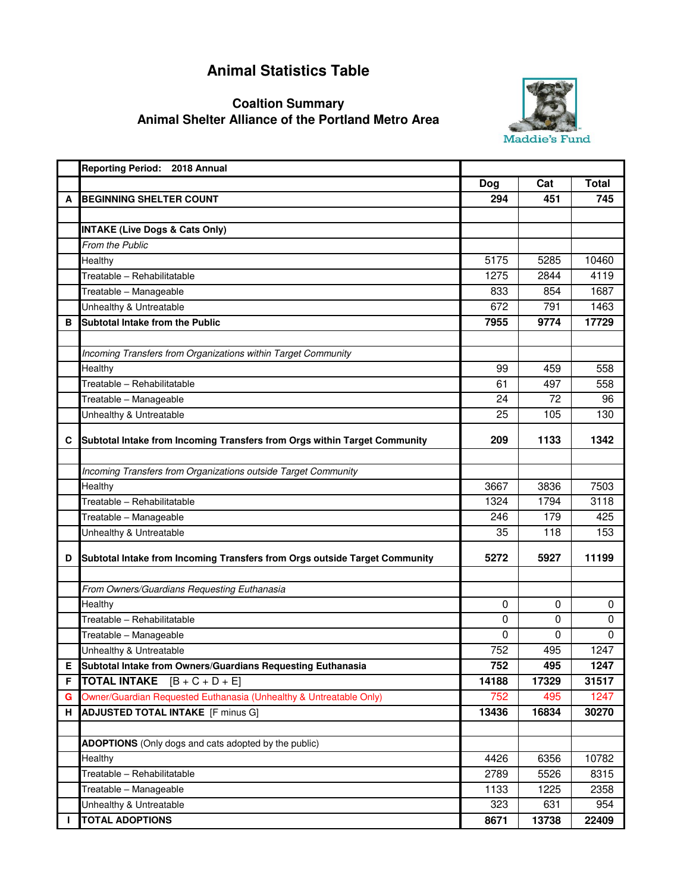# Animal Statistics Table

## Coaltion Summary
## Animal Shelter Alliance of the Portland Metro Area

Maddie's Fund

| | Reporting Period: 2018 Annual | | | |
|---|---|---|---|---|
| | | **Dog** | **Cat** | **Total** |
| **A** | **BEGINNING SHELTER COUNT** | **294** | **451** | **745** |
| | | | | |
| | **INTAKE (Live Dogs & Cats Only)** | | | |
| | *From the Public* | | | |
| | Healthy | 5175 | 5285 | 10460 |
| | Treatable – Rehabilitatable | 1275 | 2844 | 4119 |
| | Treatable – Manageable | 833 | 854 | 1687 |
| | Unhealthy & Untreatable | 672 | 791 | 1463 |
| **B** | **Subtotal Intake from the Public** | **7955** | **9774** | **17729** |
| | | | | |
| | *Incoming Transfers from Organizations within Target Community* | | | |
| | Healthy | 99 | 459 | 558 |
| | Treatable – Rehabilitatable | 61 | 497 | 558 |
| | Treatable – Manageable | 24 | 72 | 96 |
| | Unhealthy & Untreatable | 25 | 105 | 130 |
| **C** | **Subtotal Intake from Incoming Transfers from Orgs within Target Community** | **209** | **1133** | **1342** |
| | | | | |
| | *Incoming Transfers from Organizations outside Target Community* | | | |
| | Healthy | 3667 | 3836 | 7503 |
| | Treatable – Rehabilitatable | 1324 | 1794 | 3118 |
| | Treatable – Manageable | 246 | 179 | 425 |
| | Unhealthy & Untreatable | 35 | 118 | 153 |
| **D** | **Subtotal Intake from Incoming Transfers from Orgs outside Target Community** | **5272** | **5927** | **11199** |
| | | | | |
| | *From Owners/Guardians Requesting Euthanasia* | | | |
| | Healthy | 0 | 0 | 0 |
| | Treatable – Rehabilitatable | 0 | 0 | 0 |
| | Treatable – Manageable | 0 | 0 | 0 |
| | Unhealthy & Untreatable | 752 | 495 | 1247 |
| **E** | **Subtotal Intake from Owners/Guardians Requesting Euthanasia** | **752** | **495** | **1247** |
| **F** | **TOTAL INTAKE** [B + C + D + E] | **14188** | **17329** | **31517** |
| **G** | Owner/Guardian Requested Euthanasia (Unhealthy & Untreatable Only) | 752 | 495 | 1247 |
| **H** | **ADJUSTED TOTAL INTAKE** [F minus G] | **13436** | **16834** | **30270** |
| | | | | |
| | **ADOPTIONS** (Only dogs and cats adopted by the public) | | | |
| | Healthy | 4426 | 6356 | 10782 |
| | Treatable – Rehabilitatable | 2789 | 5526 | 8315 |
| | Treatable – Manageable | 1133 | 1225 | 2358 |
| | Unhealthy & Untreatable | 323 | 631 | 954 |
| **I** | **TOTAL ADOPTIONS** | **8671** | **13738** | **22409** |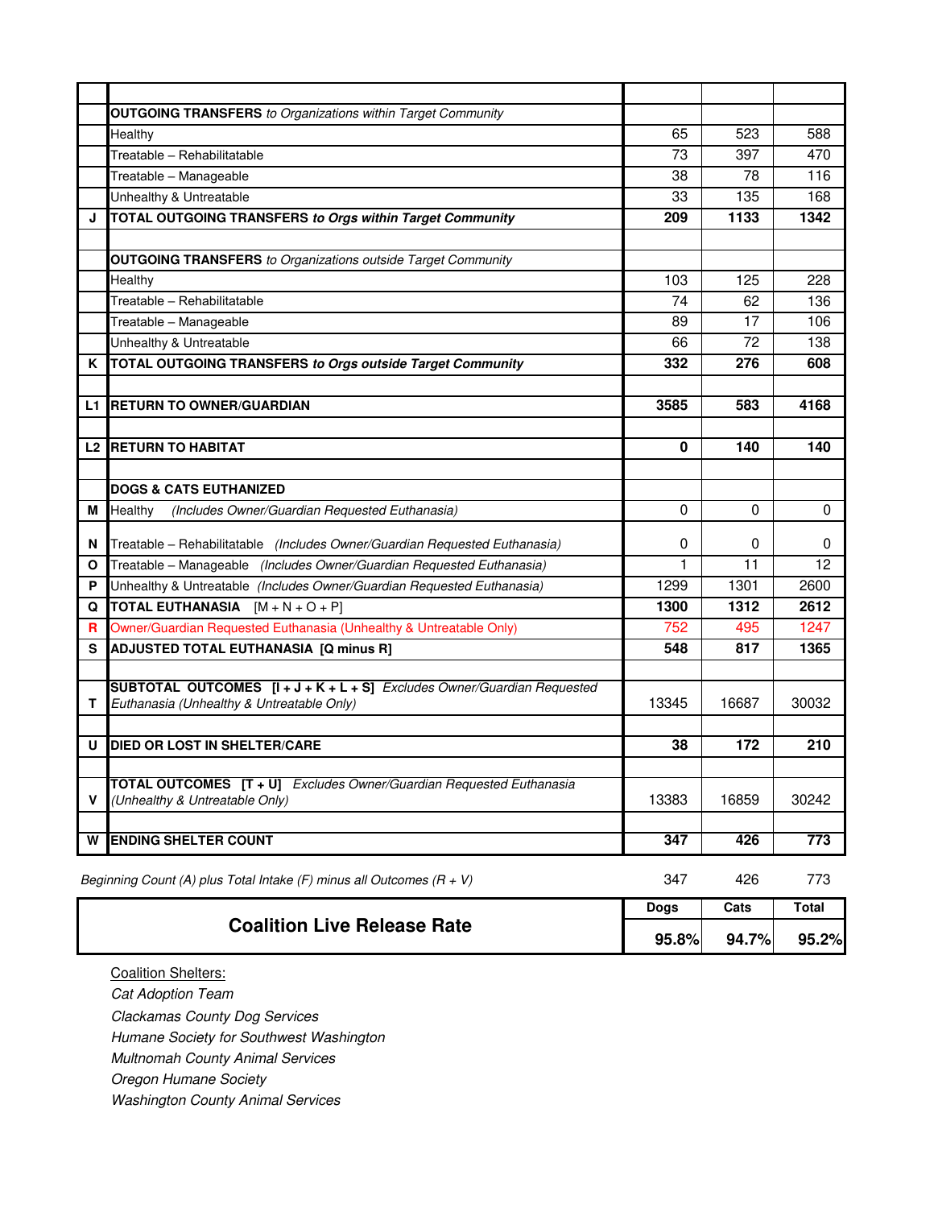| | | | | |
|---|---|---|---|---|
| | **OUTGOING TRANSFERS** *to Organizations within Target Community* | | | |
| | Healthy | 65 | 523 | 588 |
| | Treatable – Rehabilitatable | 73 | 397 | 470 |
| | Treatable – Manageable | 38 | 78 | 116 |
| | Unhealthy & Untreatable | 33 | 135 | 168 |
| **J** | **TOTAL OUTGOING TRANSFERS *to Orgs within Target Community*** | **209** | **1133** | **1342** |
| | | | | |
| | **OUTGOING TRANSFERS** *to Organizations outside Target Community* | | | |
| | Healthy | 103 | 125 | 228 |
| | Treatable – Rehabilitatable | 74 | 62 | 136 |
| | Treatable – Manageable | 89 | 17 | 106 |
| | Unhealthy & Untreatable | 66 | 72 | 138 |
| **K** | **TOTAL OUTGOING TRANSFERS *to Orgs outside Target Community*** | **332** | **276** | **608** |
| | | | | |
| **L1** | **RETURN TO OWNER/GUARDIAN** | **3585** | **583** | **4168** |
| | | | | |
| **L2** | **RETURN TO HABITAT** | **0** | **140** | **140** |
| | | | | |
| | **DOGS & CATS EUTHANIZED** | | | |
| **M** | Healthy *(Includes Owner/Guardian Requested Euthanasia)* | 0 | 0 | 0 |
| **N** | Treatable – Rehabilitatable *(Includes Owner/Guardian Requested Euthanasia)* | 0 | 0 | 0 |
| **O** | Treatable – Manageable *(Includes Owner/Guardian Requested Euthanasia)* | 1 | 11 | 12 |
| **P** | Unhealthy & Untreatable *(Includes Owner/Guardian Requested Euthanasia)* | 1299 | 1301 | 2600 |
| **Q** | **TOTAL EUTHANASIA** [M + N + O + P] | **1300** | **1312** | **2612** |
| **R** | Owner/Guardian Requested Euthanasia (Unhealthy & Untreatable Only) | 752 | 495 | 1247 |
| **S** | **ADJUSTED TOTAL EUTHANASIA [Q minus R]** | **548** | **817** | **1365** |
| | | | | |
| **T** | **SUBTOTAL OUTCOMES [I + J + K + L + S]** *Excludes Owner/Guardian Requested Euthanasia (Unhealthy & Untreatable Only)* | 13345 | 16687 | 30032 |
| | | | | |
| **U** | **DIED OR LOST IN SHELTER/CARE** | **38** | **172** | **210** |
| | | | | |
| **V** | **TOTAL OUTCOMES [T + U]** *Excludes Owner/Guardian Requested Euthanasia (Unhealthy & Untreatable Only)* | 13383 | 16859 | 30242 |
| | | | | |
| **W** | **ENDING SHELTER COUNT** | **347** | **426** | **773** |
| | *Beginning Count (A) plus Total Intake (F) minus all Outcomes (R + V)* | 347 | 426 | 773 |

| **Coalition Live Release Rate** | **Dogs** | **Cats** | **Total** |
|---|---|---|---|
| | **95.8%** | **94.7%** | **95.2%** |

Coalition Shelters:

*Cat Adoption Team*
*Clackamas County Dog Services*
*Humane Society for Southwest Washington*
*Multnomah County Animal Services*
*Oregon Humane Society*
*Washington County Animal Services*